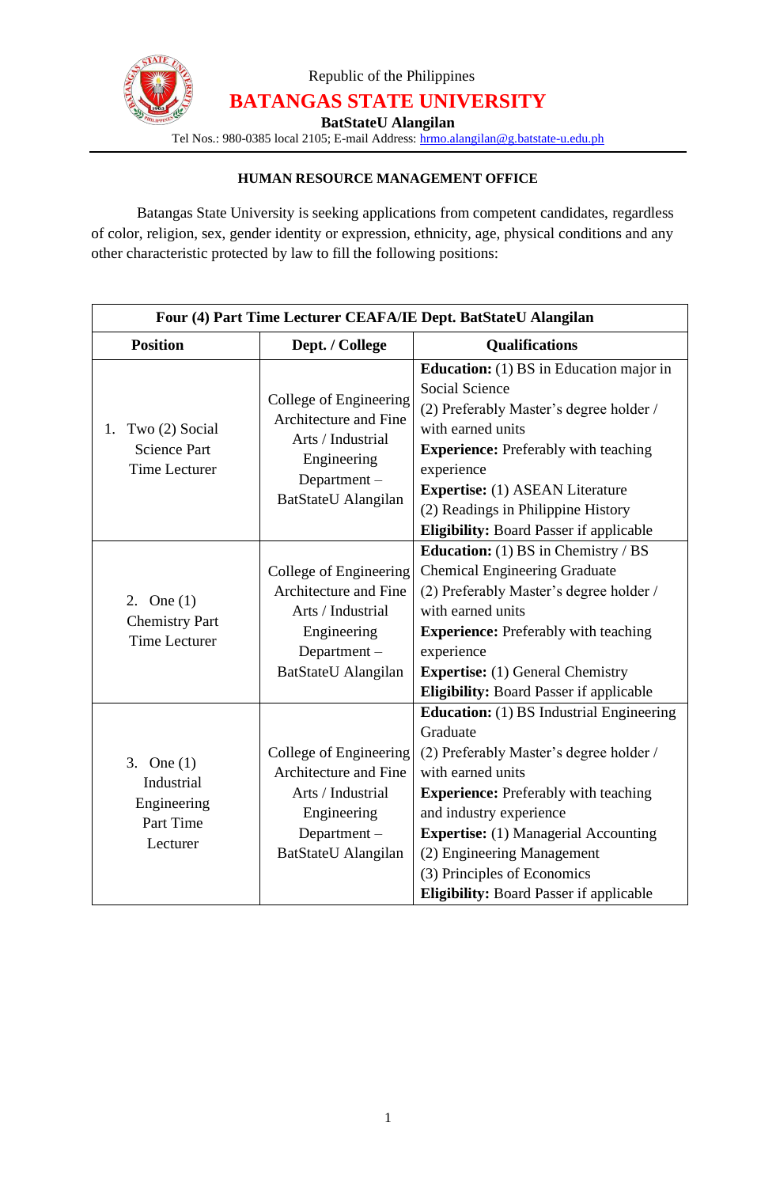Republic of the Philippines

# BATANGAS STATE UNIVERSITY

**BatStateU Alangilan**

Tel Nos.: 980-0385 local 2105; E-mail Address: hrmo.alangilan@g.batstate-u.edu.ph

**HUMAN RESOURCE MANAGEMENT OFFICE**

Batangas State University is seeking applications from competent candidates, regardless of color, religion, sex, gender identity or expression, ethnicity, age, physical conditions and any other characteristic protected by law to fill the following positions:

| **Four (4) Part Time Lecturer CEAFA/IE Dept. BatStateU Alangilan** | | |
|---|---|---|
| **Position** | **Dept. / College** | **Qualifications** |
| 1. Two (2) Social Science Part Time Lecturer | College of Engineering Architecture and Fine Arts / Industrial Engineering Department – BatStateU Alangilan | **Education:** (1) BS in Education major in Social Science<br>(2) Preferably Master's degree holder / with earned units<br>**Experience:** Preferably with teaching experience<br>**Expertise:** (1) ASEAN Literature<br>(2) Readings in Philippine History<br>**Eligibility:** Board Passer if applicable |
| 2. One (1) Chemistry Part Time Lecturer | College of Engineering Architecture and Fine Arts / Industrial Engineering Department – BatStateU Alangilan | **Education:** (1) BS in Chemistry / BS Chemical Engineering Graduate<br>(2) Preferably Master's degree holder / with earned units<br>**Experience:** Preferably with teaching experience<br>**Expertise:** (1) General Chemistry<br>**Eligibility:** Board Passer if applicable |
| 3. One (1) Industrial Engineering Part Time Lecturer | College of Engineering Architecture and Fine Arts / Industrial Engineering Department – BatStateU Alangilan | **Education:** (1) BS Industrial Engineering Graduate<br>(2) Preferably Master's degree holder / with earned units<br>**Experience:** Preferably with teaching and industry experience<br>**Expertise:** (1) Managerial Accounting<br>(2) Engineering Management<br>(3) Principles of Economics<br>**Eligibility:** Board Passer if applicable |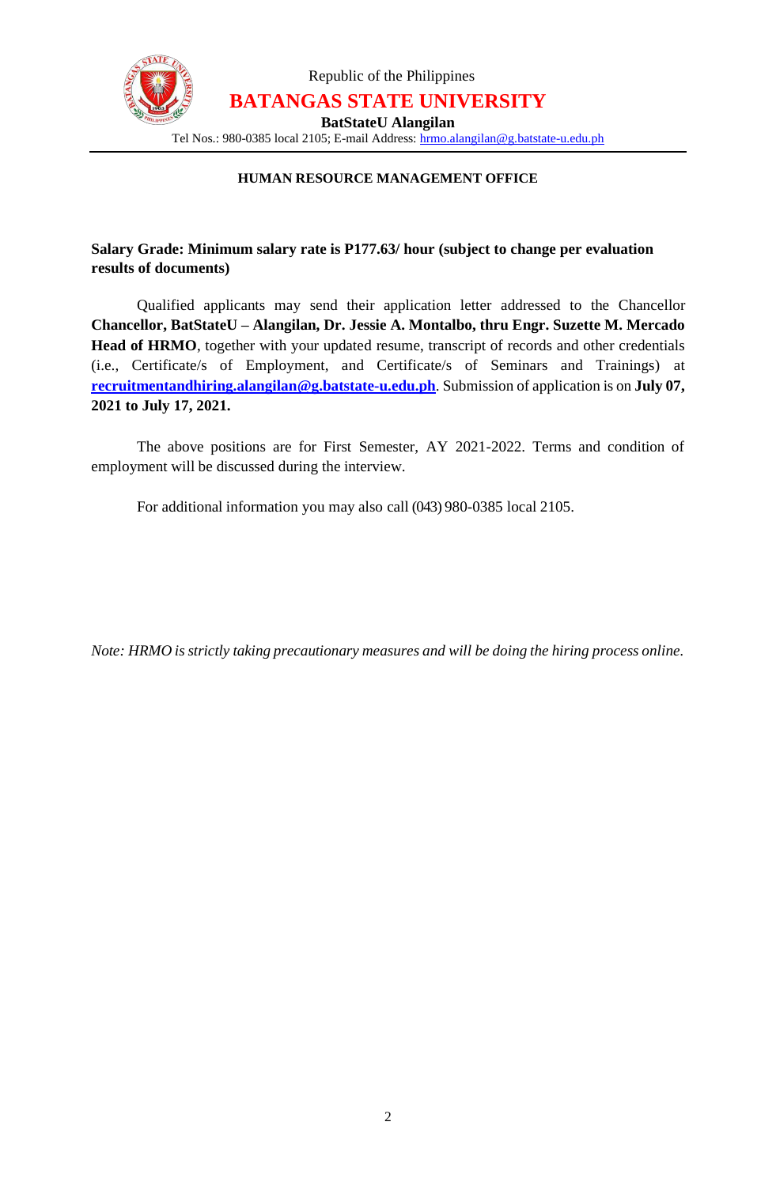Republic of the Philippines

**BATANGAS STATE UNIVERSITY**

**BatStateU Alangilan**

Tel Nos.: 980-0385 local 2105; E-mail Address: hrmo.alangilan@g.batstate-u.edu.ph

**HUMAN RESOURCE MANAGEMENT OFFICE**

**Salary Grade: Minimum salary rate is P177.63/ hour (subject to change per evaluation results of documents)**

Qualified applicants may send their application letter addressed to the Chancellor **Chancellor, BatStateU – Alangilan, Dr. Jessie A. Montalbo, thru Engr. Suzette M. Mercado Head of HRMO**, together with your updated resume, transcript of records and other credentials (i.e., Certificate/s of Employment, and Certificate/s of Seminars and Trainings) at **recruitmentandhiring.alangilan@g.batstate-u.edu.ph**. Submission of application is on **July 07, 2021 to July 17, 2021.**

The above positions are for First Semester, AY 2021-2022. Terms and condition of employment will be discussed during the interview.

For additional information you may also call (043) 980-0385 local 2105.

*Note: HRMO is strictly taking precautionary measures and will be doing the hiring process online.*